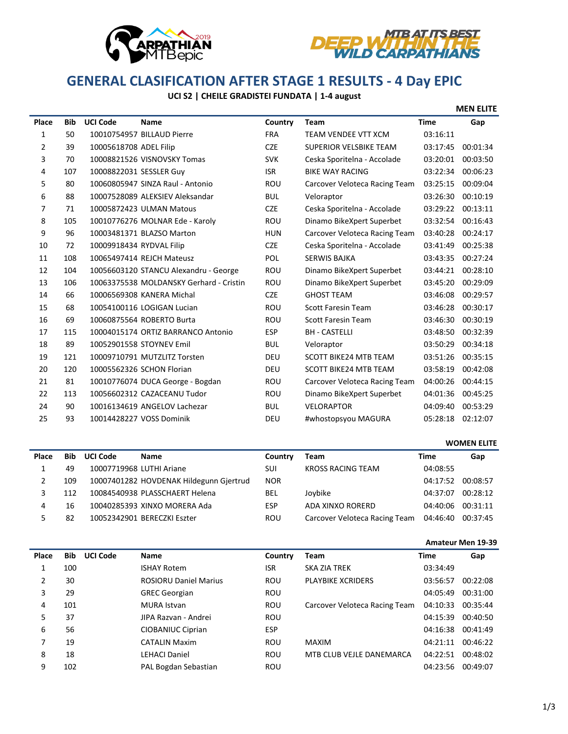# GENERAL CLASIFICATION AFTER STAGE 1 RESULTS - 4 Day EPIC

**UCI S2 | CHEILE GRADISTEI FUNDATA | 1-4 august**

### MEN ELITE

| Place | Bib | UCI Code | Name | Country | Team | Time | Gap |
|---|---|---|---|---|---|---|---|
| 1 | 50 | 10010754957 | BILLAUD Pierre | FRA | TEAM VENDEE VTT XCM | 03:16:11 | |
| 2 | 39 | 10005618708 | ADEL Filip | CZE | SUPERIOR VELSBIKE TEAM | 03:17:45 | 00:01:34 |
| 3 | 70 | 10008821526 | VISNOVSKY Tomas | SVK | Ceska Sporitelna - Accolade | 03:20:01 | 00:03:50 |
| 4 | 107 | 10008822031 | SESSLER Guy | ISR | BIKE WAY RACING | 03:22:34 | 00:06:23 |
| 5 | 80 | 10060805947 | SINZA Raul - Antonio | ROU | Carcover Veloteca Racing Team | 03:25:15 | 00:09:04 |
| 6 | 88 | 10007528089 | ALEKSIEV Aleksandar | BUL | Veloraptor | 03:26:30 | 00:10:19 |
| 7 | 71 | 10005872423 | ULMAN Matous | CZE | Ceska Sporitelna - Accolade | 03:29:22 | 00:13:11 |
| 8 | 105 | 10010776276 | MOLNAR Ede - Karoly | ROU | Dinamo BikeXpert Superbet | 03:32:54 | 00:16:43 |
| 9 | 96 | 10003481371 | BLAZSO Marton | HUN | Carcover Veloteca Racing Team | 03:40:28 | 00:24:17 |
| 10 | 72 | 10009918434 | RYDVAL Filip | CZE | Ceska Sporitelna - Accolade | 03:41:49 | 00:25:38 |
| 11 | 108 | 10065497414 | REJCH Mateusz | POL | SERWIS BAJKA | 03:43:35 | 00:27:24 |
| 12 | 104 | 10056603120 | STANCU Alexandru - George | ROU | Dinamo BikeXpert Superbet | 03:44:21 | 00:28:10 |
| 13 | 106 | 10063375538 | MOLDANSKY Gerhard - Cristin | ROU | Dinamo BikeXpert Superbet | 03:45:20 | 00:29:09 |
| 14 | 66 | 10006569308 | KANERA Michal | CZE | GHOST TEAM | 03:46:08 | 00:29:57 |
| 15 | 68 | 10054100116 | LOGIGAN Lucian | ROU | Scott Faresin Team | 03:46:28 | 00:30:17 |
| 16 | 69 | 10060875564 | ROBERTO Burta | ROU | Scott Faresin Team | 03:46:30 | 00:30:19 |
| 17 | 115 | 10004015174 | ORTIZ BARRANCO Antonio | ESP | BH - CASTELLI | 03:48:50 | 00:32:39 |
| 18 | 89 | 10052901558 | STOYNEV Emil | BUL | Veloraptor | 03:50:29 | 00:34:18 |
| 19 | 121 | 10009710791 | MUTZLITZ Torsten | DEU | SCOTT BIKE24 MTB TEAM | 03:51:26 | 00:35:15 |
| 20 | 120 | 10005562326 | SCHON Florian | DEU | SCOTT BIKE24 MTB TEAM | 03:58:19 | 00:42:08 |
| 21 | 81 | 10010776074 | DUCA George - Bogdan | ROU | Carcover Veloteca Racing Team | 04:00:26 | 00:44:15 |
| 22 | 113 | 10056602312 | CAZACEANU Tudor | ROU | Dinamo BikeXpert Superbet | 04:01:36 | 00:45:25 |
| 24 | 90 | 10016134619 | ANGELOV Lachezar | BUL | VELORAPTOR | 04:09:40 | 00:53:29 |
| 25 | 93 | 10014428227 | VOSS Dominik | DEU | #whostopsyou MAGURA | 05:28:18 | 02:12:07 |

### WOMEN ELITE

| Place | Bib | UCI Code | Name | Country | Team | Time | Gap |
|---|---|---|---|---|---|---|---|
| 1 | 49 | 10007719968 | LUTHI Ariane | SUI | KROSS RACING TEAM | 04:08:55 | |
| 2 | 109 | 10007401282 | HOVDENAK Hildegunn Gjertrud | NOR | | 04:17:52 | 00:08:57 |
| 3 | 112 | 10084540938 | PLASSCHAERT Helena | BEL | Joybike | 04:37:07 | 00:28:12 |
| 4 | 16 | 10040285393 | XINXO MORERA Ada | ESP | ADA XINXO RORERD | 04:40:06 | 00:31:11 |
| 5 | 82 | 10052342901 | BERECZKI Eszter | ROU | Carcover Veloteca Racing Team | 04:46:40 | 00:37:45 |

### Amateur Men 19-39

| Place | Bib | UCI Code | Name | Country | Team | Time | Gap |
|---|---|---|---|---|---|---|---|
| 1 | 100 | | ISHAY Rotem | ISR | SKA ZIA TREK | 03:34:49 | |
| 2 | 30 | | ROSIORU Daniel Marius | ROU | PLAYBIKE XCRIDERS | 03:56:57 | 00:22:08 |
| 3 | 29 | | GREC Georgian | ROU | | 04:05:49 | 00:31:00 |
| 4 | 101 | | MURA Istvan | ROU | Carcover Veloteca Racing Team | 04:10:33 | 00:35:44 |
| 5 | 37 | | JIPA Razvan - Andrei | ROU | | 04:15:39 | 00:40:50 |
| 6 | 56 | | CIOBANIUC Ciprian | ESP | | 04:16:38 | 00:41:49 |
| 7 | 19 | | CATALIN Maxim | ROU | MAXIM | 04:21:11 | 00:46:22 |
| 8 | 18 | | LEHACI Daniel | ROU | MTB CLUB VEJLE DANEMARCA | 04:22:51 | 00:48:02 |
| 9 | 102 | | PAL Bogdan Sebastian | ROU | | 04:23:56 | 00:49:07 |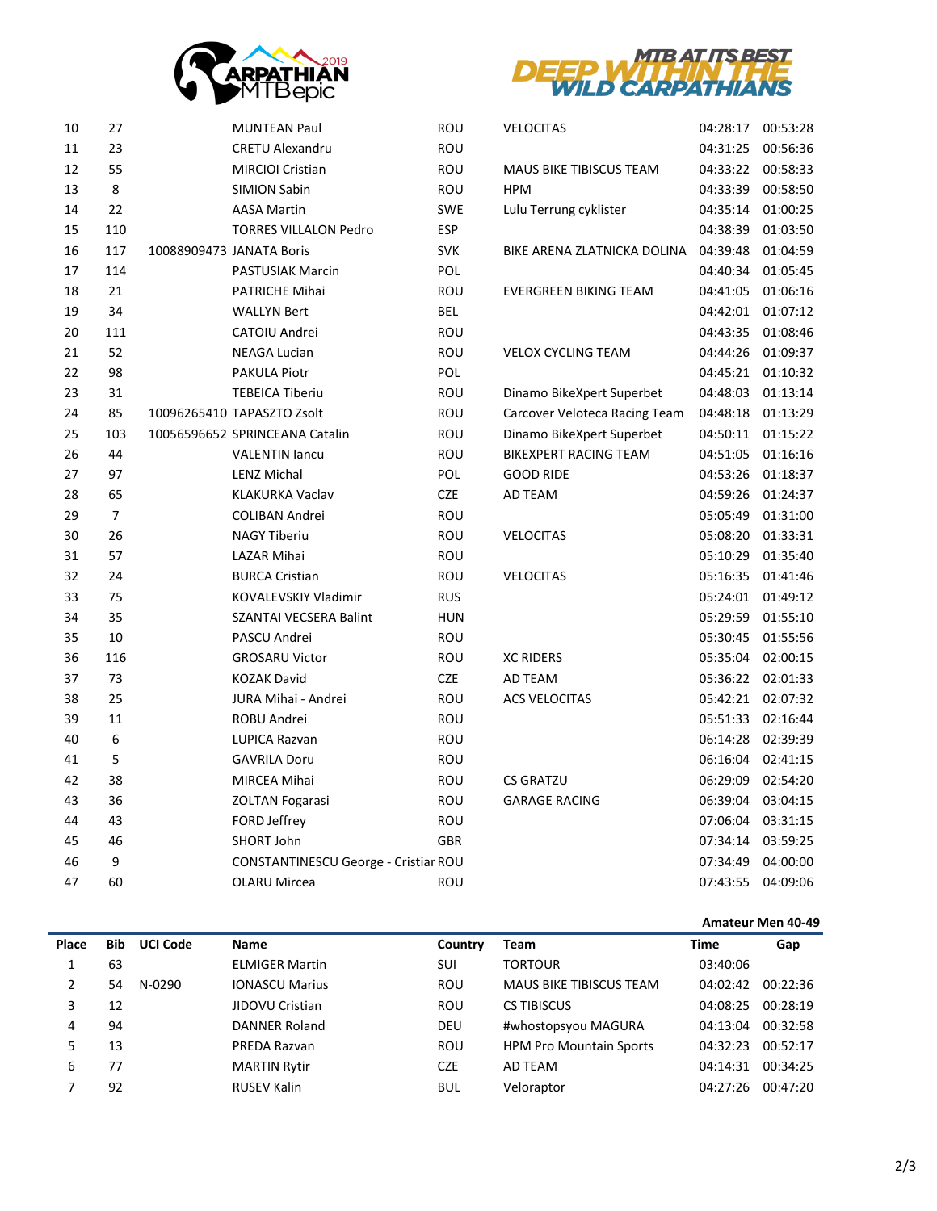| Place | Bib | UCI Code | Name | Country | Team | Time | Gap |
|---|---|---|---|---|---|---|---|
| 10 | 27 | | MUNTEAN Paul | ROU | VELOCITAS | 04:28:17 | 00:53:28 |
| 11 | 23 | | CRETU Alexandru | ROU | | 04:31:25 | 00:56:36 |
| 12 | 55 | | MIRCIOI Cristian | ROU | MAUS BIKE TIBISCUS TEAM | 04:33:22 | 00:58:33 |
| 13 | 8 | | SIMION Sabin | ROU | HPM | 04:33:39 | 00:58:50 |
| 14 | 22 | | AASA Martin | SWE | Lulu Terrung cyklister | 04:35:14 | 01:00:25 |
| 15 | 110 | | TORRES VILLALON Pedro | ESP | | 04:38:39 | 01:03:50 |
| 16 | 117 | 10088909473 | JANATA Boris | SVK | BIKE ARENA ZLATNICKA DOLINA | 04:39:48 | 01:04:59 |
| 17 | 114 | | PASTUSIAK Marcin | POL | | 04:40:34 | 01:05:45 |
| 18 | 21 | | PATRICHE Mihai | ROU | EVERGREEN BIKING TEAM | 04:41:05 | 01:06:16 |
| 19 | 34 | | WALLYN Bert | BEL | | 04:42:01 | 01:07:12 |
| 20 | 111 | | CATOIU Andrei | ROU | | 04:43:35 | 01:08:46 |
| 21 | 52 | | NEAGA Lucian | ROU | VELOX CYCLING TEAM | 04:44:26 | 01:09:37 |
| 22 | 98 | | PAKULA Piotr | POL | | 04:45:21 | 01:10:32 |
| 23 | 31 | | TEBEICA Tiberiu | ROU | Dinamo BikeXpert Superbet | 04:48:03 | 01:13:14 |
| 24 | 85 | 10096265410 | TAPASZTO Zsolt | ROU | Carcover Veloteca Racing Team | 04:48:18 | 01:13:29 |
| 25 | 103 | 10056596652 | SPRINCEANA Catalin | ROU | Dinamo BikeXpert Superbet | 04:50:11 | 01:15:22 |
| 26 | 44 | | VALENTIN Iancu | ROU | BIKEXPERT RACING TEAM | 04:51:05 | 01:16:16 |
| 27 | 97 | | LENZ Michal | POL | GOOD RIDE | 04:53:26 | 01:18:37 |
| 28 | 65 | | KLAKURKA Vaclav | CZE | AD TEAM | 04:59:26 | 01:24:37 |
| 29 | 7 | | COLIBAN Andrei | ROU | | 05:05:49 | 01:31:00 |
| 30 | 26 | | NAGY Tiberiu | ROU | VELOCITAS | 05:08:20 | 01:33:31 |
| 31 | 57 | | LAZAR Mihai | ROU | | 05:10:29 | 01:35:40 |
| 32 | 24 | | BURCA Cristian | ROU | VELOCITAS | 05:16:35 | 01:41:46 |
| 33 | 75 | | KOVALEVSKIY Vladimir | RUS | | 05:24:01 | 01:49:12 |
| 34 | 35 | | SZANTAI VECSERA Balint | HUN | | 05:29:59 | 01:55:10 |
| 35 | 10 | | PASCU Andrei | ROU | | 05:30:45 | 01:55:56 |
| 36 | 116 | | GROSARU Victor | ROU | XC RIDERS | 05:35:04 | 02:00:15 |
| 37 | 73 | | KOZAK David | CZE | AD TEAM | 05:36:22 | 02:01:33 |
| 38 | 25 | | JURA Mihai - Andrei | ROU | ACS VELOCITAS | 05:42:21 | 02:07:32 |
| 39 | 11 | | ROBU Andrei | ROU | | 05:51:33 | 02:16:44 |
| 40 | 6 | | LUPICA Razvan | ROU | | 06:14:28 | 02:39:39 |
| 41 | 5 | | GAVRILA Doru | ROU | | 06:16:04 | 02:41:15 |
| 42 | 38 | | MIRCEA Mihai | ROU | CS GRATZU | 06:29:09 | 02:54:20 |
| 43 | 36 | | ZOLTAN Fogarasi | ROU | GARAGE RACING | 06:39:04 | 03:04:15 |
| 44 | 43 | | FORD Jeffrey | ROU | | 07:06:04 | 03:31:15 |
| 45 | 46 | | SHORT John | GBR | | 07:34:14 | 03:59:25 |
| 46 | 9 | | CONSTANTINESCU George - Cristiar | ROU | | 07:34:49 | 04:00:00 |
| 47 | 60 | | OLARU Mircea | ROU | | 07:43:55 | 04:09:06 |

**Amateur Men 40-49**

| Place | Bib | UCI Code | Name | Country | Team | Time | Gap |
|---|---|---|---|---|---|---|---|
| 1 | 63 | | ELMIGER Martin | SUI | TORTOUR | 03:40:06 | |
| 2 | 54 | N-0290 | IONASCU Marius | ROU | MAUS BIKE TIBISCUS TEAM | 04:02:42 | 00:22:36 |
| 3 | 12 | | JIDOVU Cristian | ROU | CS TIBISCUS | 04:08:25 | 00:28:19 |
| 4 | 94 | | DANNER Roland | DEU | #whostopsyou MAGURA | 04:13:04 | 00:32:58 |
| 5 | 13 | | PREDA Razvan | ROU | HPM Pro Mountain Sports | 04:32:23 | 00:52:17 |
| 6 | 77 | | MARTIN Rytir | CZE | AD TEAM | 04:14:31 | 00:34:25 |
| 7 | 92 | | RUSEV Kalin | BUL | Veloraptor | 04:27:26 | 00:47:20 |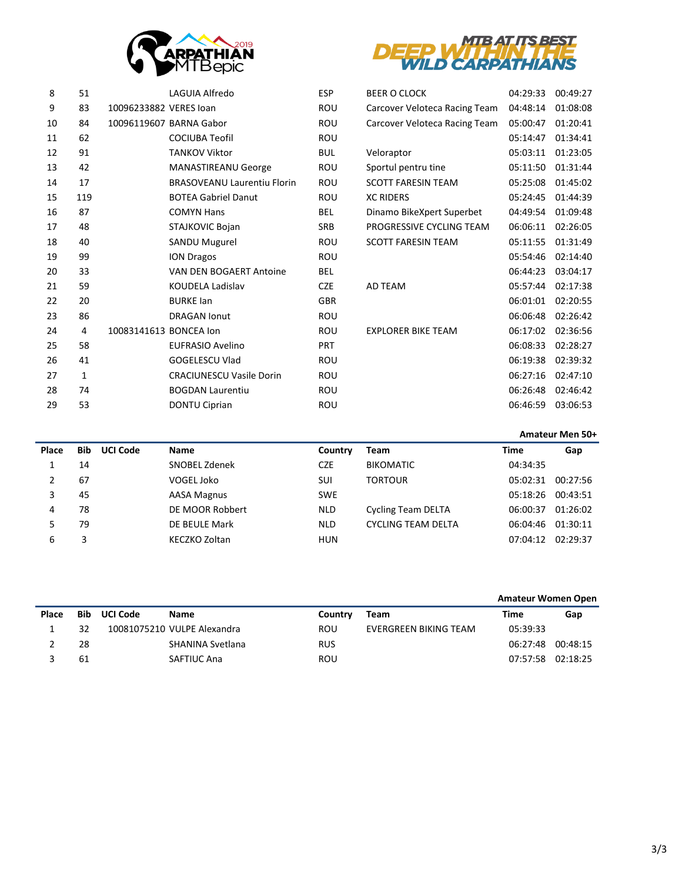| | | | | | | | |
|---|---|---|---|---|---|---|---|
| 8 | 51 | | LAGUIA Alfredo | ESP | BEER O CLOCK | 04:29:33 | 00:49:27 |
| 9 | 83 | 10096233882 | VERES Ioan | ROU | Carcover Veloteca Racing Team | 04:48:14 | 01:08:08 |
| 10 | 84 | 10096119607 | BARNA Gabor | ROU | Carcover Veloteca Racing Team | 05:00:47 | 01:20:41 |
| 11 | 62 | | COCIUBA Teofil | ROU | | 05:14:47 | 01:34:41 |
| 12 | 91 | | TANKOV Viktor | BUL | Veloraptor | 05:03:11 | 01:23:05 |
| 13 | 42 | | MANASTIREANU George | ROU | Sportul pentru tine | 05:11:50 | 01:31:44 |
| 14 | 17 | | BRASOVEANU Laurentiu Florin | ROU | SCOTT FARESIN TEAM | 05:25:08 | 01:45:02 |
| 15 | 119 | | BOTEA Gabriel Danut | ROU | XC RIDERS | 05:24:45 | 01:44:39 |
| 16 | 87 | | COMYN Hans | BEL | Dinamo BikeXpert Superbet | 04:49:54 | 01:09:48 |
| 17 | 48 | | STAJKOVIC Bojan | SRB | PROGRESSIVE CYCLING TEAM | 06:06:11 | 02:26:05 |
| 18 | 40 | | SANDU Mugurel | ROU | SCOTT FARESIN TEAM | 05:11:55 | 01:31:49 |
| 19 | 99 | | ION Dragos | ROU | | 05:54:46 | 02:14:40 |
| 20 | 33 | | VAN DEN BOGAERT Antoine | BEL | | 06:44:23 | 03:04:17 |
| 21 | 59 | | KOUDELA Ladislav | CZE | AD TEAM | 05:57:44 | 02:17:38 |
| 22 | 20 | | BURKE Ian | GBR | | 06:01:01 | 02:20:55 |
| 23 | 86 | | DRAGAN Ionut | ROU | | 06:06:48 | 02:26:42 |
| 24 | 4 | 10083141613 | BONCEA Ion | ROU | EXPLORER BIKE TEAM | 06:17:02 | 02:36:56 |
| 25 | 58 | | EUFRASIO Avelino | PRT | | 06:08:33 | 02:28:27 |
| 26 | 41 | | GOGELESCU Vlad | ROU | | 06:19:38 | 02:39:32 |
| 27 | 1 | | CRACIUNESCU Vasile Dorin | ROU | | 06:27:16 | 02:47:10 |
| 28 | 74 | | BOGDAN Laurentiu | ROU | | 06:26:48 | 02:46:42 |
| 29 | 53 | | DONTU Ciprian | ROU | | 06:46:59 | 03:06:53 |

**Amateur Men 50+**

| Place | Bib | UCI Code | Name | Country | Team | Time | Gap |
|---|---|---|---|---|---|---|---|
| 1 | 14 | | SNOBEL Zdenek | CZE | BIKOMATIC | 04:34:35 | |
| 2 | 67 | | VOGEL Joko | SUI | TORTOUR | 05:02:31 | 00:27:56 |
| 3 | 45 | | AASA Magnus | SWE | | 05:18:26 | 00:43:51 |
| 4 | 78 | | DE MOOR Robbert | NLD | Cycling Team DELTA | 06:00:37 | 01:26:02 |
| 5 | 79 | | DE BEULE Mark | NLD | CYCLING TEAM DELTA | 06:04:46 | 01:30:11 |
| 6 | 3 | | KECZKO Zoltan | HUN | | 07:04:12 | 02:29:37 |

**Amateur Women Open**

| Place | Bib | UCI Code | Name | Country | Team | Time | Gap |
|---|---|---|---|---|---|---|---|
| 1 | 32 | 10081075210 | VULPE Alexandra | ROU | EVERGREEN BIKING TEAM | 05:39:33 | |
| 2 | 28 | | SHANINA Svetlana | RUS | | 06:27:48 | 00:48:15 |
| 3 | 61 | | SAFTIUC Ana | ROU | | 07:57:58 | 02:18:25 |